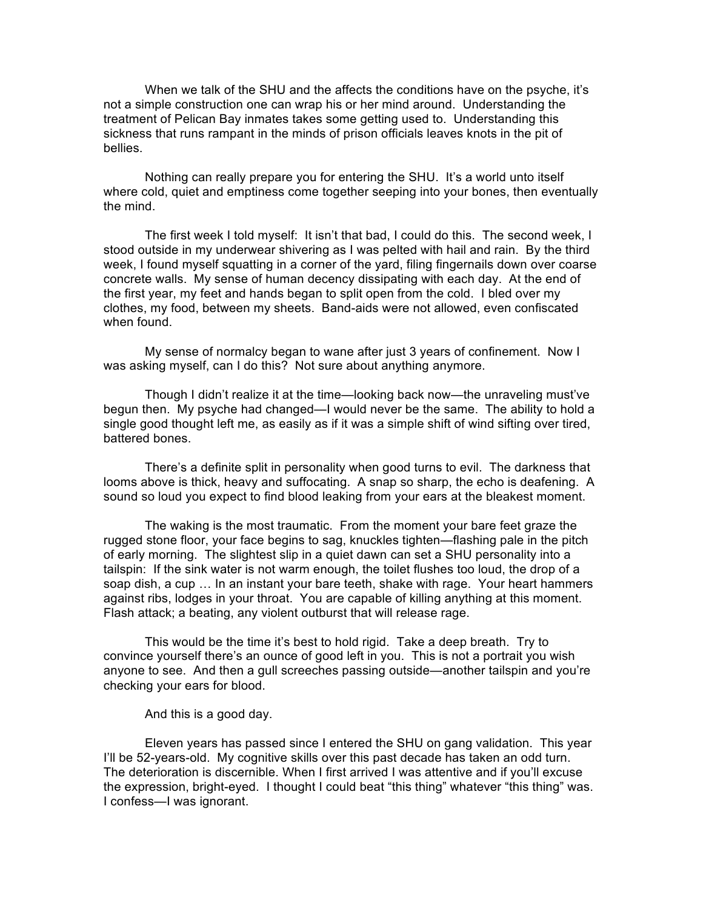When we talk of the SHU and the affects the conditions have on the psyche, it's not a simple construction one can wrap his or her mind around. Understanding the treatment of Pelican Bay inmates takes some getting used to. Understanding this sickness that runs rampant in the minds of prison officials leaves knots in the pit of bellies.

Nothing can really prepare you for entering the SHU. It's a world unto itself where cold, quiet and emptiness come together seeping into your bones, then eventually the mind.

The first week I told myself: It isn't that bad, I could do this. The second week, I stood outside in my underwear shivering as I was pelted with hail and rain. By the third week, I found myself squatting in a corner of the yard, filing fingernails down over coarse concrete walls. My sense of human decency dissipating with each day. At the end of the first year, my feet and hands began to split open from the cold. I bled over my clothes, my food, between my sheets. Band-aids were not allowed, even confiscated when found.

My sense of normalcy began to wane after just 3 years of confinement. Now I was asking myself, can I do this? Not sure about anything anymore.

Though I didn't realize it at the time—looking back now—the unraveling must've begun then. My psyche had changed—I would never be the same. The ability to hold a single good thought left me, as easily as if it was a simple shift of wind sifting over tired, battered bones.

There's a definite split in personality when good turns to evil. The darkness that looms above is thick, heavy and suffocating. A snap so sharp, the echo is deafening. A sound so loud you expect to find blood leaking from your ears at the bleakest moment.

The waking is the most traumatic. From the moment your bare feet graze the rugged stone floor, your face begins to sag, knuckles tighten—flashing pale in the pitch of early morning. The slightest slip in a quiet dawn can set a SHU personality into a tailspin: If the sink water is not warm enough, the toilet flushes too loud, the drop of a soap dish, a cup … In an instant your bare teeth, shake with rage. Your heart hammers against ribs, lodges in your throat. You are capable of killing anything at this moment. Flash attack; a beating, any violent outburst that will release rage.

This would be the time it's best to hold rigid. Take a deep breath. Try to convince yourself there's an ounce of good left in you. This is not a portrait you wish anyone to see. And then a gull screeches passing outside—another tailspin and you're checking your ears for blood.

And this is a good day.

Eleven years has passed since I entered the SHU on gang validation. This year I'll be 52-years-old. My cognitive skills over this past decade has taken an odd turn. The deterioration is discernible. When I first arrived I was attentive and if you'll excuse the expression, bright-eyed. I thought I could beat "this thing" whatever "this thing" was. I confess—I was ignorant.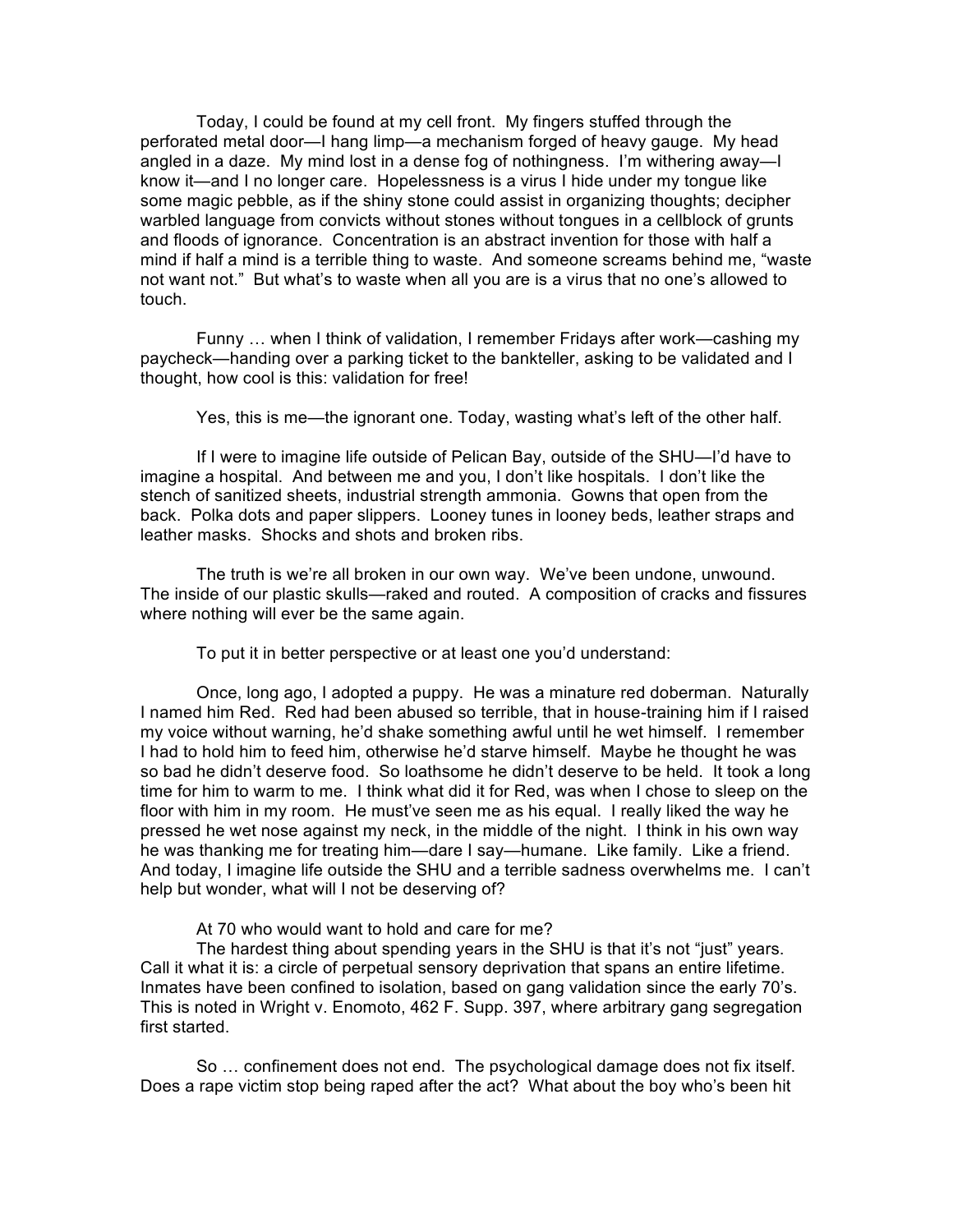Today, I could be found at my cell front. My fingers stuffed through the perforated metal door—I hang limp—a mechanism forged of heavy gauge. My head angled in a daze. My mind lost in a dense fog of nothingness. I'm withering away—I know it—and I no longer care. Hopelessness is a virus I hide under my tongue like some magic pebble, as if the shiny stone could assist in organizing thoughts; decipher warbled language from convicts without stones without tongues in a cellblock of grunts and floods of ignorance. Concentration is an abstract invention for those with half a mind if half a mind is a terrible thing to waste. And someone screams behind me, "waste not want not." But what's to waste when all you are is a virus that no one's allowed to touch.

Funny … when I think of validation, I remember Fridays after work—cashing my paycheck—handing over a parking ticket to the bankteller, asking to be validated and I thought, how cool is this: validation for free!

Yes, this is me—the ignorant one. Today, wasting what's left of the other half.

If I were to imagine life outside of Pelican Bay, outside of the SHU—I'd have to imagine a hospital. And between me and you, I don't like hospitals. I don't like the stench of sanitized sheets, industrial strength ammonia. Gowns that open from the back. Polka dots and paper slippers. Looney tunes in looney beds, leather straps and leather masks. Shocks and shots and broken ribs.

The truth is we're all broken in our own way. We've been undone, unwound. The inside of our plastic skulls—raked and routed. A composition of cracks and fissures where nothing will ever be the same again.

To put it in better perspective or at least one you'd understand:

Once, long ago, I adopted a puppy. He was a minature red doberman. Naturally I named him Red. Red had been abused so terrible, that in house-training him if I raised my voice without warning, he'd shake something awful until he wet himself. I remember I had to hold him to feed him, otherwise he'd starve himself. Maybe he thought he was so bad he didn't deserve food. So loathsome he didn't deserve to be held. It took a long time for him to warm to me. I think what did it for Red, was when I chose to sleep on the floor with him in my room. He must've seen me as his equal. I really liked the way he pressed he wet nose against my neck, in the middle of the night. I think in his own way he was thanking me for treating him—dare I say—humane. Like family. Like a friend. And today, I imagine life outside the SHU and a terrible sadness overwhelms me. I can't help but wonder, what will I not be deserving of?

At 70 who would want to hold and care for me?

The hardest thing about spending years in the SHU is that it's not "just" years. Call it what it is: a circle of perpetual sensory deprivation that spans an entire lifetime. Inmates have been confined to isolation, based on gang validation since the early 70's. This is noted in Wright v. Enomoto, 462 F. Supp. 397, where arbitrary gang segregation first started.

So … confinement does not end. The psychological damage does not fix itself. Does a rape victim stop being raped after the act? What about the boy who's been hit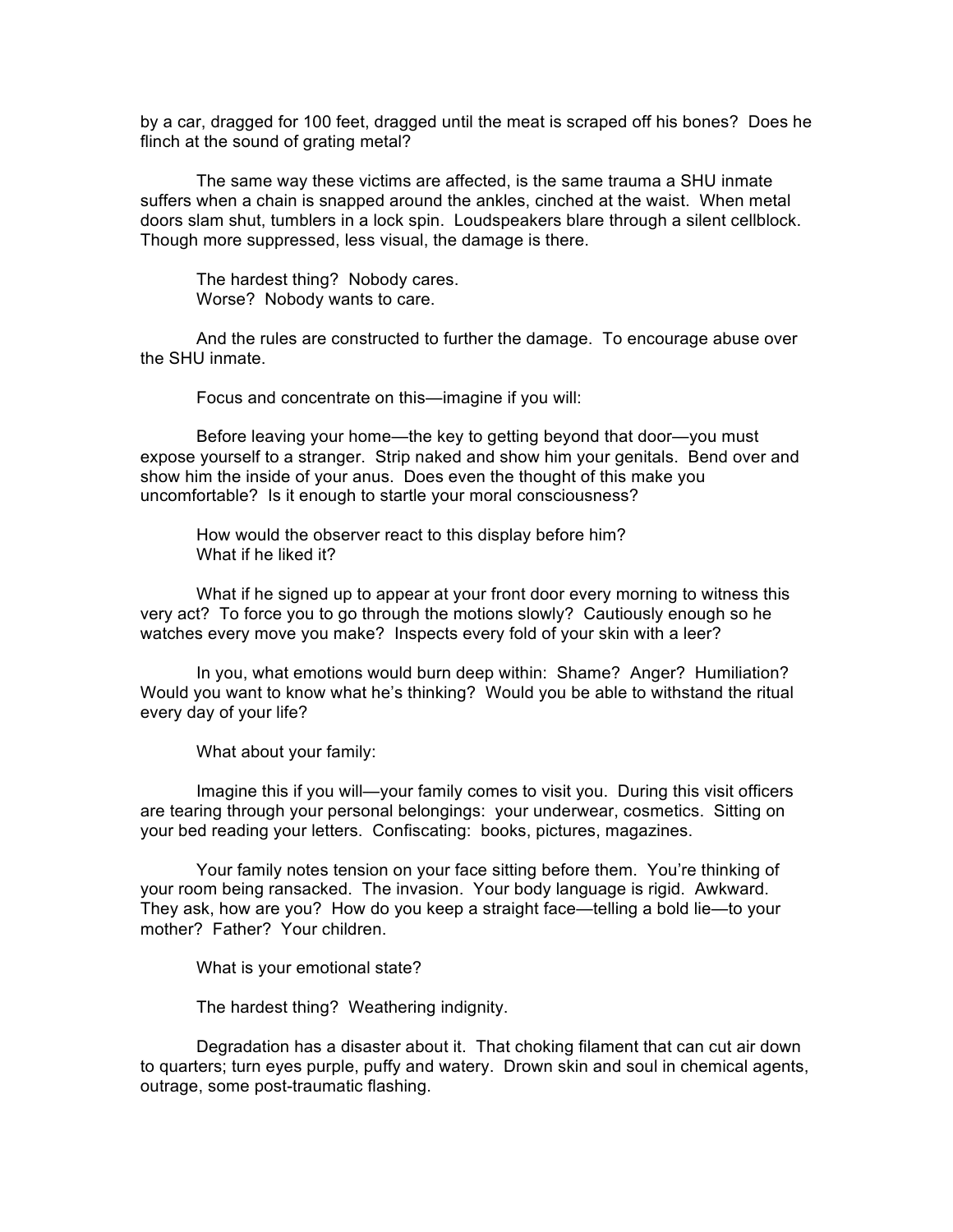by a car, dragged for 100 feet, dragged until the meat is scraped off his bones? Does he flinch at the sound of grating metal?

The same way these victims are affected, is the same trauma a SHU inmate suffers when a chain is snapped around the ankles, cinched at the waist. When metal doors slam shut, tumblers in a lock spin. Loudspeakers blare through a silent cellblock. Though more suppressed, less visual, the damage is there.

The hardest thing? Nobody cares.
Worse? Nobody wants to care.

And the rules are constructed to further the damage. To encourage abuse over the SHU inmate.

Focus and concentrate on this—imagine if you will:

Before leaving your home—the key to getting beyond that door—you must expose yourself to a stranger. Strip naked and show him your genitals. Bend over and show him the inside of your anus. Does even the thought of this make you uncomfortable? Is it enough to startle your moral consciousness?

How would the observer react to this display before him?
What if he liked it?

What if he signed up to appear at your front door every morning to witness this very act? To force you to go through the motions slowly? Cautiously enough so he watches every move you make? Inspects every fold of your skin with a leer?

In you, what emotions would burn deep within: Shame? Anger? Humiliation? Would you want to know what he's thinking? Would you be able to withstand the ritual every day of your life?

What about your family:

Imagine this if you will—your family comes to visit you. During this visit officers are tearing through your personal belongings: your underwear, cosmetics. Sitting on your bed reading your letters. Confiscating: books, pictures, magazines.

Your family notes tension on your face sitting before them. You're thinking of your room being ransacked. The invasion. Your body language is rigid. Awkward. They ask, how are you? How do you keep a straight face—telling a bold lie—to your mother? Father? Your children.

What is your emotional state?

The hardest thing? Weathering indignity.

Degradation has a disaster about it. That choking filament that can cut air down to quarters; turn eyes purple, puffy and watery. Drown skin and soul in chemical agents, outrage, some post-traumatic flashing.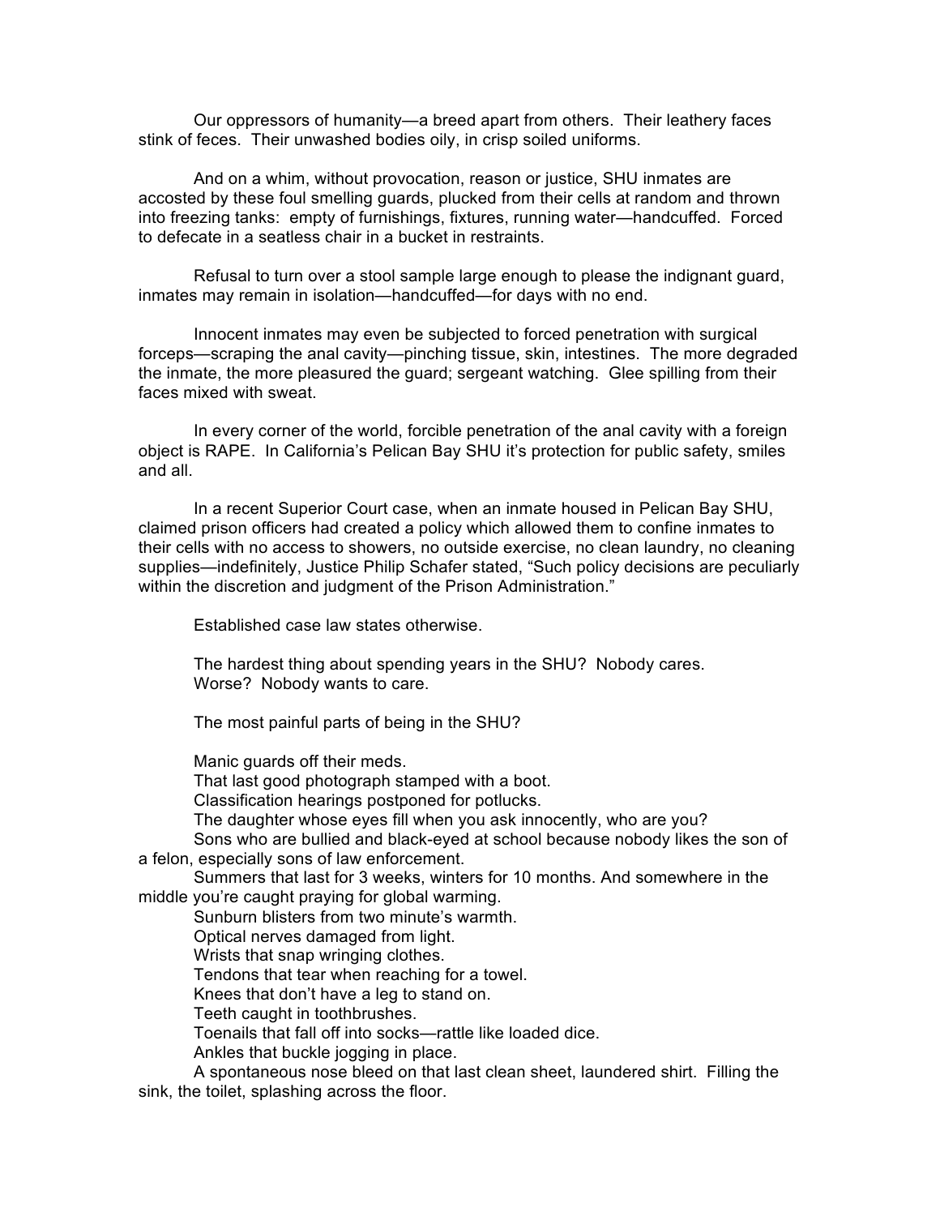Our oppressors of humanity—a breed apart from others. Their leathery faces stink of feces. Their unwashed bodies oily, in crisp soiled uniforms.

And on a whim, without provocation, reason or justice, SHU inmates are accosted by these foul smelling guards, plucked from their cells at random and thrown into freezing tanks: empty of furnishings, fixtures, running water—handcuffed. Forced to defecate in a seatless chair in a bucket in restraints.

Refusal to turn over a stool sample large enough to please the indignant guard, inmates may remain in isolation—handcuffed—for days with no end.

Innocent inmates may even be subjected to forced penetration with surgical forceps—scraping the anal cavity—pinching tissue, skin, intestines. The more degraded the inmate, the more pleasured the guard; sergeant watching. Glee spilling from their faces mixed with sweat.

In every corner of the world, forcible penetration of the anal cavity with a foreign object is RAPE. In California's Pelican Bay SHU it's protection for public safety, smiles and all.

In a recent Superior Court case, when an inmate housed in Pelican Bay SHU, claimed prison officers had created a policy which allowed them to confine inmates to their cells with no access to showers, no outside exercise, no clean laundry, no cleaning supplies—indefinitely, Justice Philip Schafer stated, "Such policy decisions are peculiarly within the discretion and judgment of the Prison Administration."

Established case law states otherwise.

The hardest thing about spending years in the SHU? Nobody cares.
Worse? Nobody wants to care.

The most painful parts of being in the SHU?

Manic guards off their meds.
That last good photograph stamped with a boot.
Classification hearings postponed for potlucks.
The daughter whose eyes fill when you ask innocently, who are you?
Sons who are bullied and black-eyed at school because nobody likes the son of a felon, especially sons of law enforcement.
Summers that last for 3 weeks, winters for 10 months. And somewhere in the middle you're caught praying for global warming.
Sunburn blisters from two minute's warmth.
Optical nerves damaged from light.
Wrists that snap wringing clothes.
Tendons that tear when reaching for a towel.
Knees that don't have a leg to stand on.
Teeth caught in toothbrushes.
Toenails that fall off into socks—rattle like loaded dice.
Ankles that buckle jogging in place.
A spontaneous nose bleed on that last clean sheet, laundered shirt. Filling the sink, the toilet, splashing across the floor.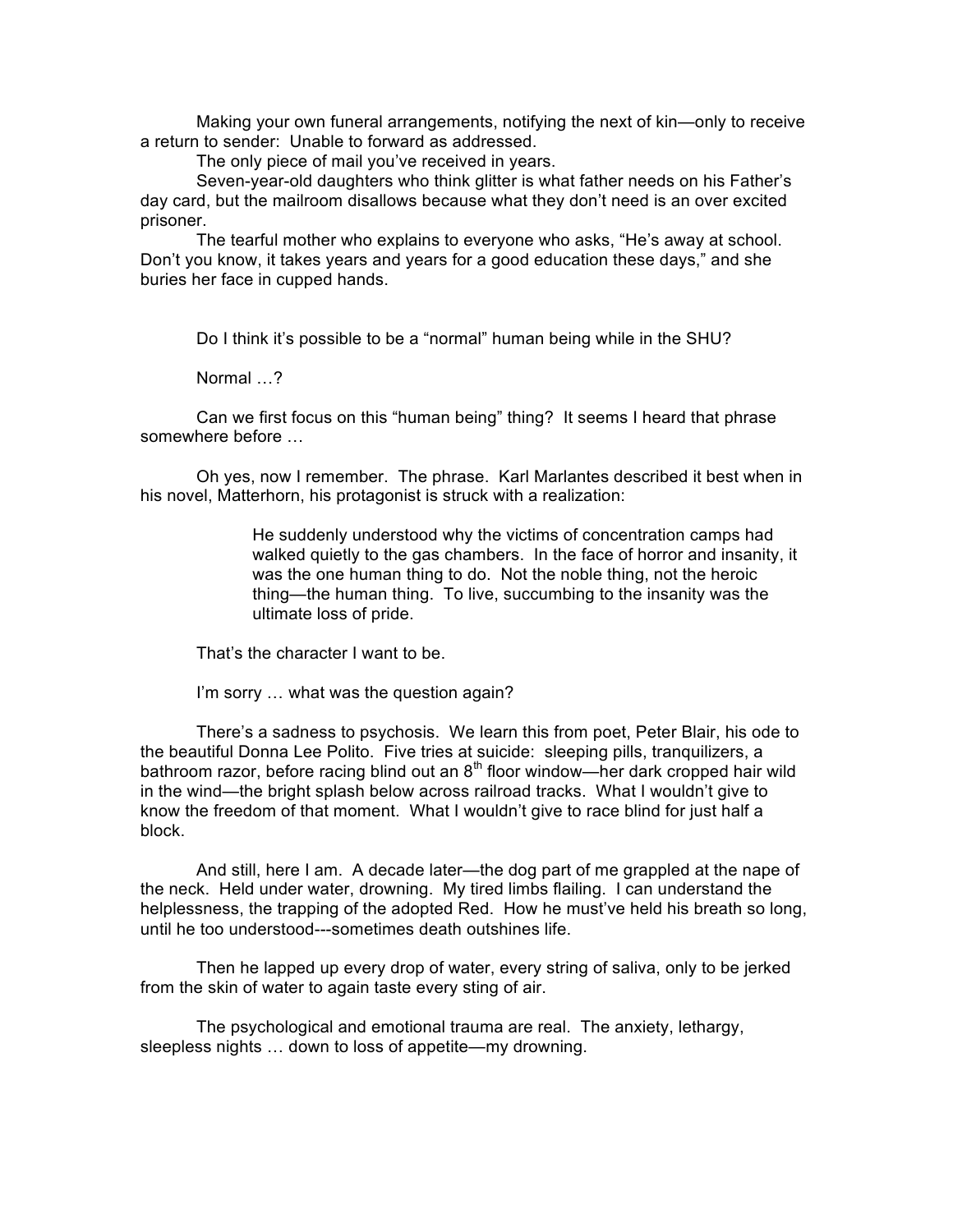Making your own funeral arrangements, notifying the next of kin—only to receive a return to sender: Unable to forward as addressed.

The only piece of mail you've received in years.

Seven-year-old daughters who think glitter is what father needs on his Father's day card, but the mailroom disallows because what they don't need is an over excited prisoner.

The tearful mother who explains to everyone who asks, "He's away at school. Don't you know, it takes years and years for a good education these days," and she buries her face in cupped hands.

Do I think it's possible to be a "normal" human being while in the SHU?

Normal …?

Can we first focus on this "human being" thing? It seems I heard that phrase somewhere before …

Oh yes, now I remember. The phrase. Karl Marlantes described it best when in his novel, Matterhorn, his protagonist is struck with a realization:

> He suddenly understood why the victims of concentration camps had walked quietly to the gas chambers. In the face of horror and insanity, it was the one human thing to do. Not the noble thing, not the heroic thing—the human thing. To live, succumbing to the insanity was the ultimate loss of pride.

That's the character I want to be.

I'm sorry … what was the question again?

There's a sadness to psychosis. We learn this from poet, Peter Blair, his ode to the beautiful Donna Lee Polito. Five tries at suicide: sleeping pills, tranquilizers, a bathroom razor, before racing blind out an 8th floor window—her dark cropped hair wild in the wind—the bright splash below across railroad tracks. What I wouldn't give to know the freedom of that moment. What I wouldn't give to race blind for just half a block.

And still, here I am. A decade later—the dog part of me grappled at the nape of the neck. Held under water, drowning. My tired limbs flailing. I can understand the helplessness, the trapping of the adopted Red. How he must've held his breath so long, until he too understood---sometimes death outshines life.

Then he lapped up every drop of water, every string of saliva, only to be jerked from the skin of water to again taste every sting of air.

The psychological and emotional trauma are real. The anxiety, lethargy, sleepless nights … down to loss of appetite—my drowning.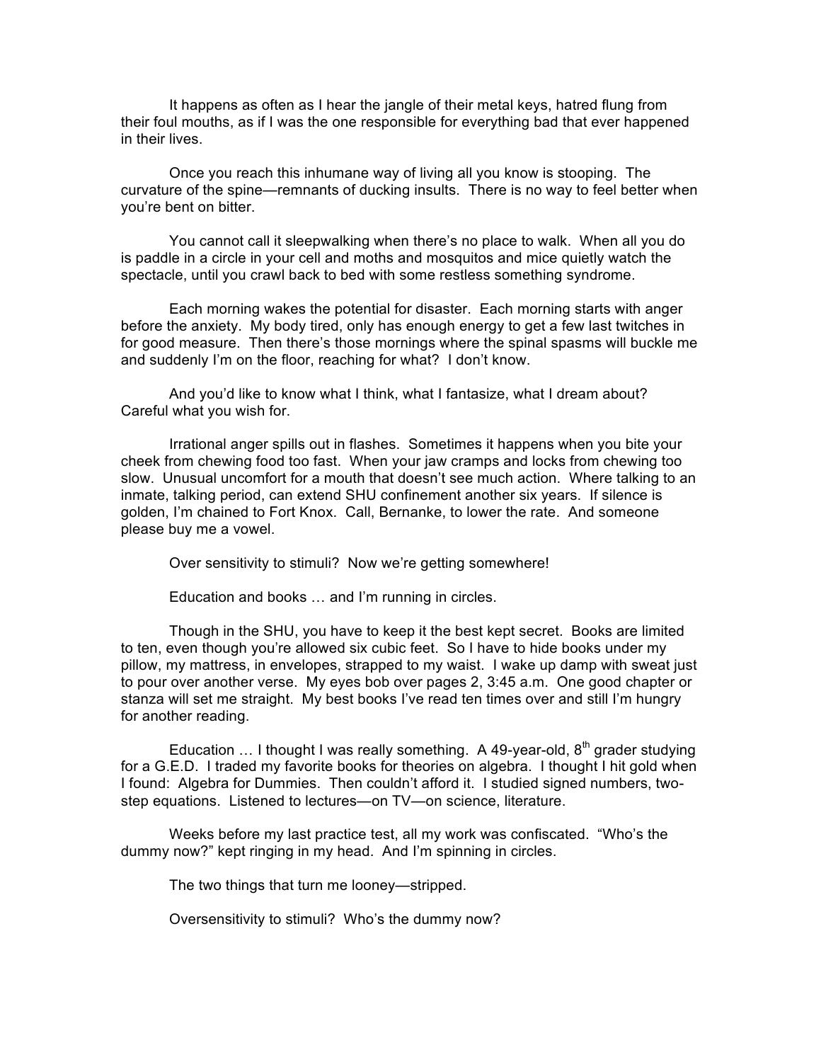It happens as often as I hear the jangle of their metal keys, hatred flung from their foul mouths, as if I was the one responsible for everything bad that ever happened in their lives.

Once you reach this inhumane way of living all you know is stooping. The curvature of the spine—remnants of ducking insults. There is no way to feel better when you're bent on bitter.

You cannot call it sleepwalking when there's no place to walk. When all you do is paddle in a circle in your cell and moths and mosquitos and mice quietly watch the spectacle, until you crawl back to bed with some restless something syndrome.

Each morning wakes the potential for disaster. Each morning starts with anger before the anxiety. My body tired, only has enough energy to get a few last twitches in for good measure. Then there's those mornings where the spinal spasms will buckle me and suddenly I'm on the floor, reaching for what? I don't know.

And you'd like to know what I think, what I fantasize, what I dream about? Careful what you wish for.

Irrational anger spills out in flashes. Sometimes it happens when you bite your cheek from chewing food too fast. When your jaw cramps and locks from chewing too slow. Unusual uncomfort for a mouth that doesn't see much action. Where talking to an inmate, talking period, can extend SHU confinement another six years. If silence is golden, I'm chained to Fort Knox. Call, Bernanke, to lower the rate. And someone please buy me a vowel.

Over sensitivity to stimuli? Now we're getting somewhere!

Education and books … and I'm running in circles.

Though in the SHU, you have to keep it the best kept secret. Books are limited to ten, even though you're allowed six cubic feet. So I have to hide books under my pillow, my mattress, in envelopes, strapped to my waist. I wake up damp with sweat just to pour over another verse. My eyes bob over pages 2, 3:45 a.m. One good chapter or stanza will set me straight. My best books I've read ten times over and still I'm hungry for another reading.

Education … I thought I was really something. A 49-year-old, 8th grader studying for a G.E.D. I traded my favorite books for theories on algebra. I thought I hit gold when I found: Algebra for Dummies. Then couldn't afford it. I studied signed numbers, two-step equations. Listened to lectures—on TV—on science, literature.

Weeks before my last practice test, all my work was confiscated. "Who's the dummy now?" kept ringing in my head. And I'm spinning in circles.

The two things that turn me looney—stripped.

Oversensitivity to stimuli? Who's the dummy now?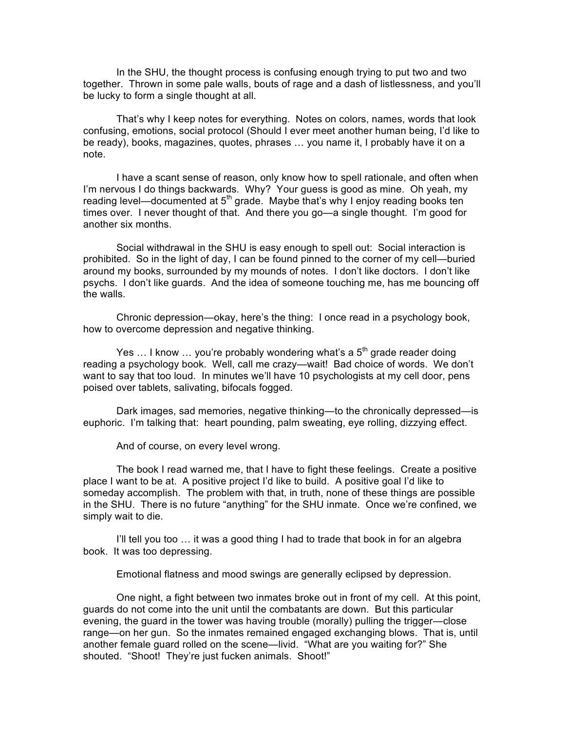In the SHU, the thought process is confusing enough trying to put two and two together. Thrown in some pale walls, bouts of rage and a dash of listlessness, and you'll be lucky to form a single thought at all.

That's why I keep notes for everything. Notes on colors, names, words that look confusing, emotions, social protocol (Should I ever meet another human being, I'd like to be ready), books, magazines, quotes, phrases … you name it, I probably have it on a note.

I have a scant sense of reason, only know how to spell rationale, and often when I'm nervous I do things backwards. Why? Your guess is good as mine. Oh yeah, my reading level—documented at 5th grade. Maybe that's why I enjoy reading books ten times over. I never thought of that. And there you go—a single thought. I'm good for another six months.

Social withdrawal in the SHU is easy enough to spell out: Social interaction is prohibited. So in the light of day, I can be found pinned to the corner of my cell—buried around my books, surrounded by my mounds of notes. I don't like doctors. I don't like psychs. I don't like guards. And the idea of someone touching me, has me bouncing off the walls.

Chronic depression—okay, here's the thing: I once read in a psychology book, how to overcome depression and negative thinking.

Yes … I know … you're probably wondering what's a 5th grade reader doing reading a psychology book. Well, call me crazy—wait! Bad choice of words. We don't want to say that too loud. In minutes we'll have 10 psychologists at my cell door, pens poised over tablets, salivating, bifocals fogged.

Dark images, sad memories, negative thinking—to the chronically depressed—is euphoric. I'm talking that: heart pounding, palm sweating, eye rolling, dizzying effect.

And of course, on every level wrong.

The book I read warned me, that I have to fight these feelings. Create a positive place I want to be at. A positive project I'd like to build. A positive goal I'd like to someday accomplish. The problem with that, in truth, none of these things are possible in the SHU. There is no future "anything" for the SHU inmate. Once we're confined, we simply wait to die.

I'll tell you too … it was a good thing I had to trade that book in for an algebra book. It was too depressing.

Emotional flatness and mood swings are generally eclipsed by depression.

One night, a fight between two inmates broke out in front of my cell. At this point, guards do not come into the unit until the combatants are down. But this particular evening, the guard in the tower was having trouble (morally) pulling the trigger—close range—on her gun. So the inmates remained engaged exchanging blows. That is, until another female guard rolled on the scene—livid. "What are you waiting for?" She shouted. "Shoot! They're just fucken animals. Shoot!"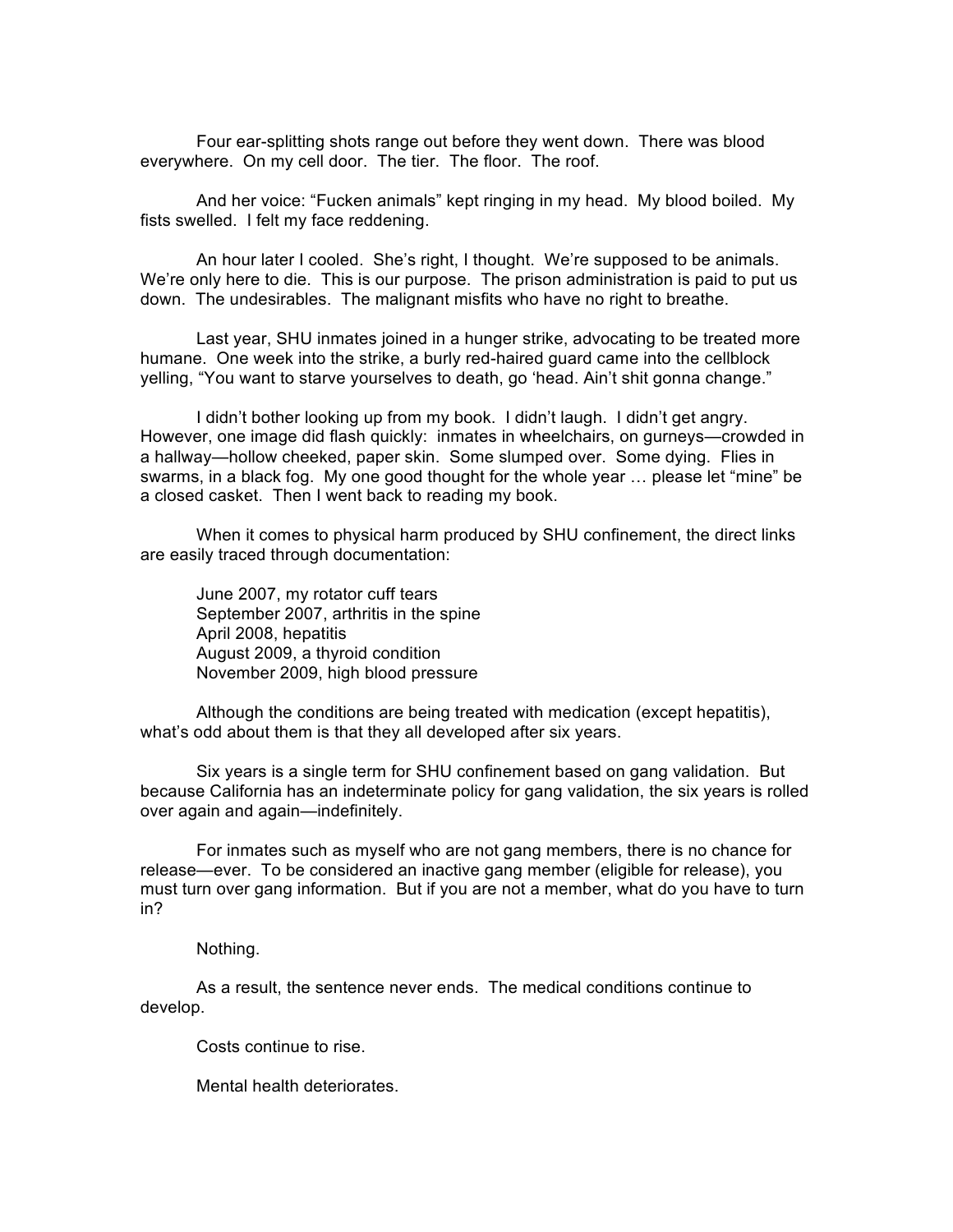Four ear-splitting shots range out before they went down. There was blood everywhere. On my cell door. The tier. The floor. The roof.

And her voice: "Fucken animals" kept ringing in my head. My blood boiled. My fists swelled. I felt my face reddening.

An hour later I cooled. She's right, I thought. We're supposed to be animals. We're only here to die. This is our purpose. The prison administration is paid to put us down. The undesirables. The malignant misfits who have no right to breathe.

Last year, SHU inmates joined in a hunger strike, advocating to be treated more humane. One week into the strike, a burly red-haired guard came into the cellblock yelling, "You want to starve yourselves to death, go 'head. Ain't shit gonna change."

I didn't bother looking up from my book. I didn't laugh. I didn't get angry. However, one image did flash quickly: inmates in wheelchairs, on gurneys—crowded in a hallway—hollow cheeked, paper skin. Some slumped over. Some dying. Flies in swarms, in a black fog. My one good thought for the whole year … please let "mine" be a closed casket. Then I went back to reading my book.

When it comes to physical harm produced by SHU confinement, the direct links are easily traced through documentation:

June 2007, my rotator cuff tears
September 2007, arthritis in the spine
April 2008, hepatitis
August 2009, a thyroid condition
November 2009, high blood pressure

Although the conditions are being treated with medication (except hepatitis), what's odd about them is that they all developed after six years.

Six years is a single term for SHU confinement based on gang validation. But because California has an indeterminate policy for gang validation, the six years is rolled over again and again—indefinitely.

For inmates such as myself who are not gang members, there is no chance for release—ever. To be considered an inactive gang member (eligible for release), you must turn over gang information. But if you are not a member, what do you have to turn in?

Nothing.

As a result, the sentence never ends. The medical conditions continue to develop.

Costs continue to rise.

Mental health deteriorates.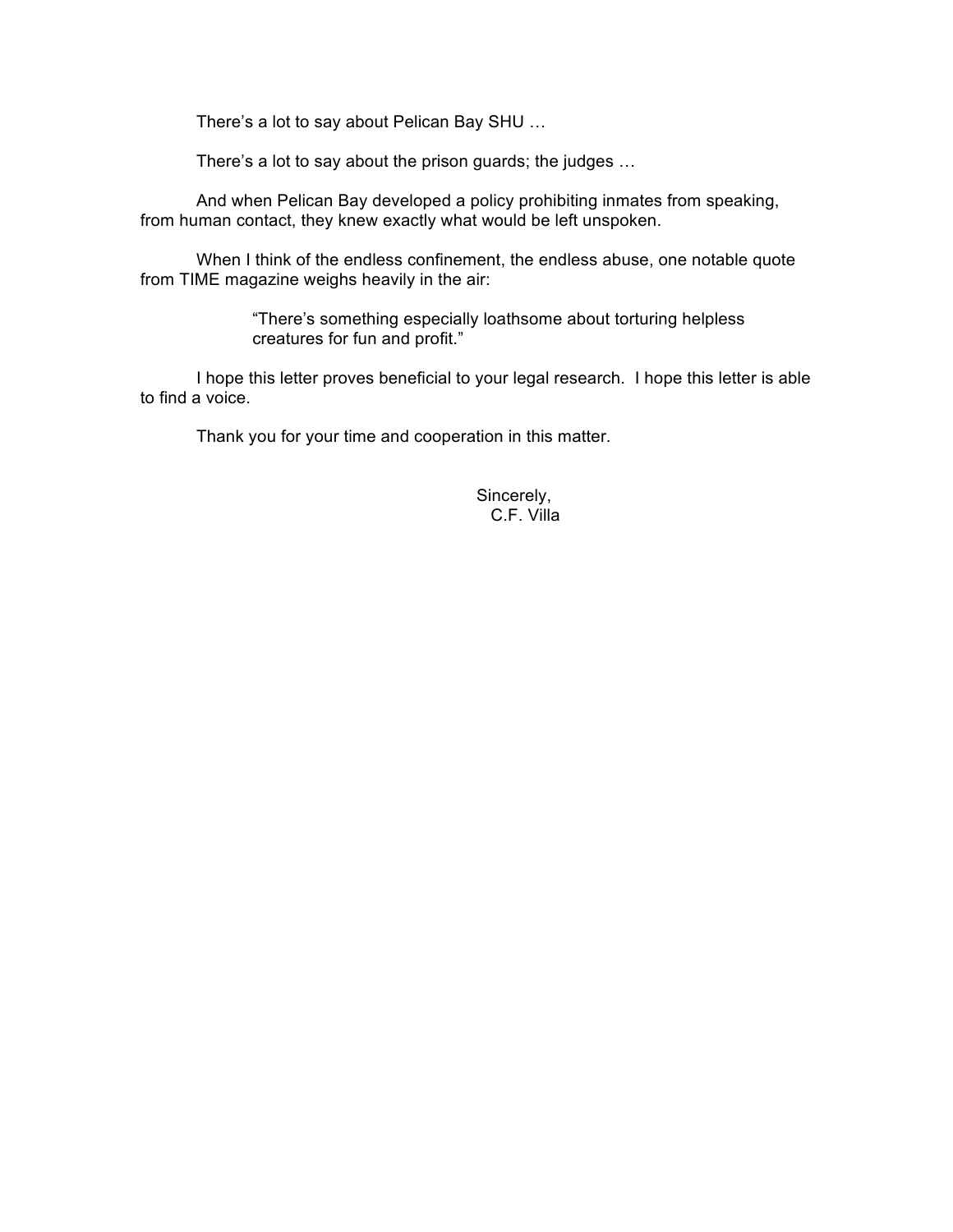There's a lot to say about Pelican Bay SHU …

There's a lot to say about the prison guards; the judges …

And when Pelican Bay developed a policy prohibiting inmates from speaking, from human contact, they knew exactly what would be left unspoken.

When I think of the endless confinement, the endless abuse, one notable quote from TIME magazine weighs heavily in the air:

> "There's something especially loathsome about torturing helpless creatures for fun and profit."

I hope this letter proves beneficial to your legal research. I hope this letter is able to find a voice.

Thank you for your time and cooperation in this matter.

Sincerely,
C.F. Villa